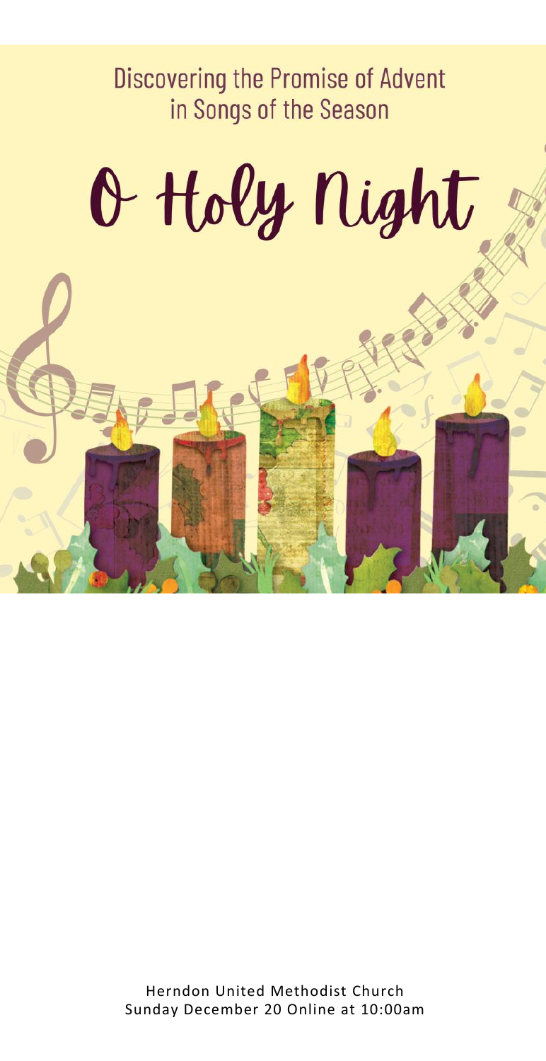Discovering the Promise of Advent
in Songs of the Season

# O Holy Night

Herndon United Methodist Church
Sunday December 20 Online at 10:00am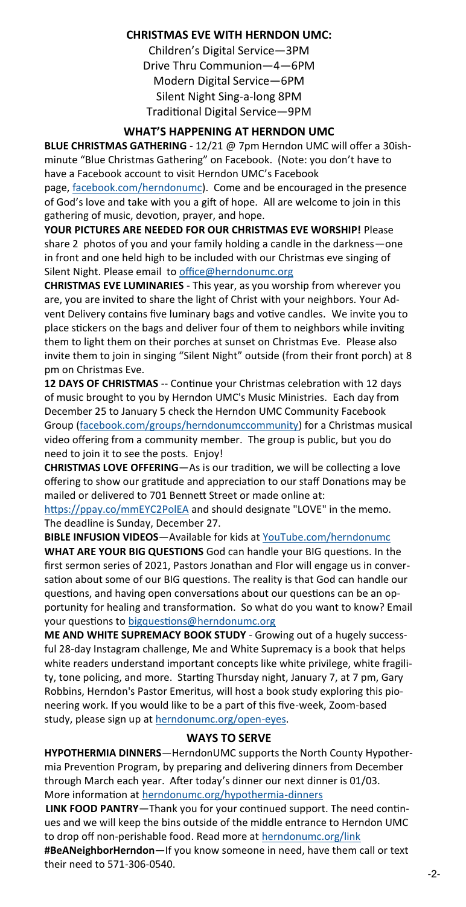## CHRISTMAS EVE WITH HERNDON UMC:

Children's Digital Service—3PM
Drive Thru Communion—4—6PM
Modern Digital Service—6PM
Silent Night Sing-a-long 8PM
Traditional Digital Service—9PM

## WHAT'S HAPPENING AT HERNDON UMC

**BLUE CHRISTMAS GATHERING** - 12/21 @ 7pm Herndon UMC will offer a 30ish-minute "Blue Christmas Gathering" on Facebook. (Note: you don't have to have a Facebook account to visit Herndon UMC's Facebook page, facebook.com/herndonumc). Come and be encouraged in the presence of God's love and take with you a gift of hope. All are welcome to join in this gathering of music, devotion, prayer, and hope.

**YOUR PICTURES ARE NEEDED FOR OUR CHRISTMAS EVE WORSHIP!** Please share 2 photos of you and your family holding a candle in the darkness—one in front and one held high to be included with our Christmas eve singing of Silent Night. Please email to office@herndonumc.org

**CHRISTMAS EVE LUMINARIES** - This year, as you worship from wherever you are, you are invited to share the light of Christ with your neighbors. Your Advent Delivery contains five luminary bags and votive candles. We invite you to place stickers on the bags and deliver four of them to neighbors while inviting them to light them on their porches at sunset on Christmas Eve. Please also invite them to join in singing "Silent Night" outside (from their front porch) at 8 pm on Christmas Eve.

**12 DAYS OF CHRISTMAS** -- Continue your Christmas celebration with 12 days of music brought to you by Herndon UMC's Music Ministries. Each day from December 25 to January 5 check the Herndon UMC Community Facebook Group (facebook.com/groups/herndonumccommunity) for a Christmas musical video offering from a community member. The group is public, but you do need to join it to see the posts. Enjoy!

**CHRISTMAS LOVE OFFERING**—As is our tradition, we will be collecting a love offering to show our gratitude and appreciation to our staff Donations may be mailed or delivered to 701 Bennett Street or made online at: https://ppay.co/mmEYC2PolEA and should designate "LOVE" in the memo. The deadline is Sunday, December 27.

**BIBLE INFUSION VIDEOS**—Available for kids at YouTube.com/herndonumc

**WHAT ARE YOUR BIG QUESTIONS** God can handle your BIG questions. In the first sermon series of 2021, Pastors Jonathan and Flor will engage us in conversation about some of our BIG questions. The reality is that God can handle our questions, and having open conversations about our questions can be an opportunity for healing and transformation. So what do you want to know? Email your questions to bigquestions@herndonumc.org

**ME AND WHITE SUPREMACY BOOK STUDY** - Growing out of a hugely successful 28-day Instagram challenge, Me and White Supremacy is a book that helps white readers understand important concepts like white privilege, white fragility, tone policing, and more. Starting Thursday night, January 7, at 7 pm, Gary Robbins, Herndon's Pastor Emeritus, will host a book study exploring this pioneering work. If you would like to be a part of this five-week, Zoom-based study, please sign up at herndonumc.org/open-eyes.

## WAYS TO SERVE

**HYPOTHERMIA DINNERS**—HerndonUMC supports the North County Hypothermia Prevention Program, by preparing and delivering dinners from December through March each year. After today's dinner our next dinner is 01/03. More information at herndonumc.org/hypothermia-dinners

**LINK FOOD PANTRY**—Thank you for your continued support. The need continues and we will keep the bins outside of the middle entrance to Herndon UMC to drop off non-perishable food. Read more at herndonumc.org/link

**#BeANeighborHerndon**—If you know someone in need, have them call or text their need to 571-306-0540.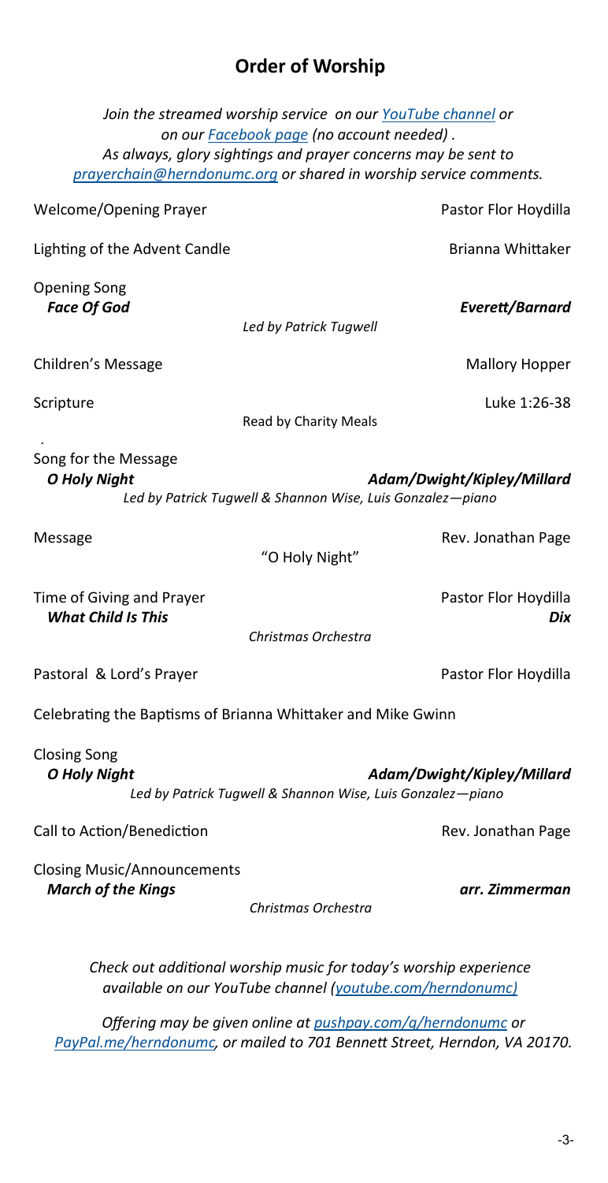## Order of Worship

*Join the streamed worship service on our [YouTube channel](https://youtube.com/herndonumc) or on our [Facebook page](https://facebook.com) (no account needed) .*
*As always, glory sightings and prayer concerns may be sent to [prayerchain@herndonumc.org](mailto:prayerchain@herndonumc.org) or shared in worship service comments.*

Welcome/Opening Prayer — Pastor Flor Hoydilla

Lighting of the Advent Candle — Brianna Whittaker

Opening Song
***Face Of God*** — ***Everett/Barnard***
*Led by Patrick Tugwell*

Children's Message — Mallory Hopper

Scripture — Luke 1:26-38
Read by Charity Meals

Song for the Message
***O Holy Night*** — ***Adam/Dwight/Kipley/Millard***
*Led by Patrick Tugwell & Shannon Wise, Luis Gonzalez—piano*

Message — Rev. Jonathan Page
"O Holy Night"

Time of Giving and Prayer — Pastor Flor Hoydilla
***What Child Is This*** — ***Dix***
*Christmas Orchestra*

Pastoral & Lord's Prayer — Pastor Flor Hoydilla

Celebrating the Baptisms of Brianna Whittaker and Mike Gwinn

Closing Song
***O Holy Night*** — ***Adam/Dwight/Kipley/Millard***
*Led by Patrick Tugwell & Shannon Wise, Luis Gonzalez—piano*

Call to Action/Benediction — Rev. Jonathan Page

Closing Music/Announcements
***March of the Kings*** — ***arr. Zimmerman***
*Christmas Orchestra*

*Check out additional worship music for today's worship experience available on our YouTube channel ([youtube.com/herndonumc](https://youtube.com/herndonumc))*

*Offering may be given online at [pushpay.com/g/herndonumc](https://pushpay.com/g/herndonumc) or [PayPal.me/herndonumc](https://PayPal.me/herndonumc), or mailed to 701 Bennett Street, Herndon, VA 20170.*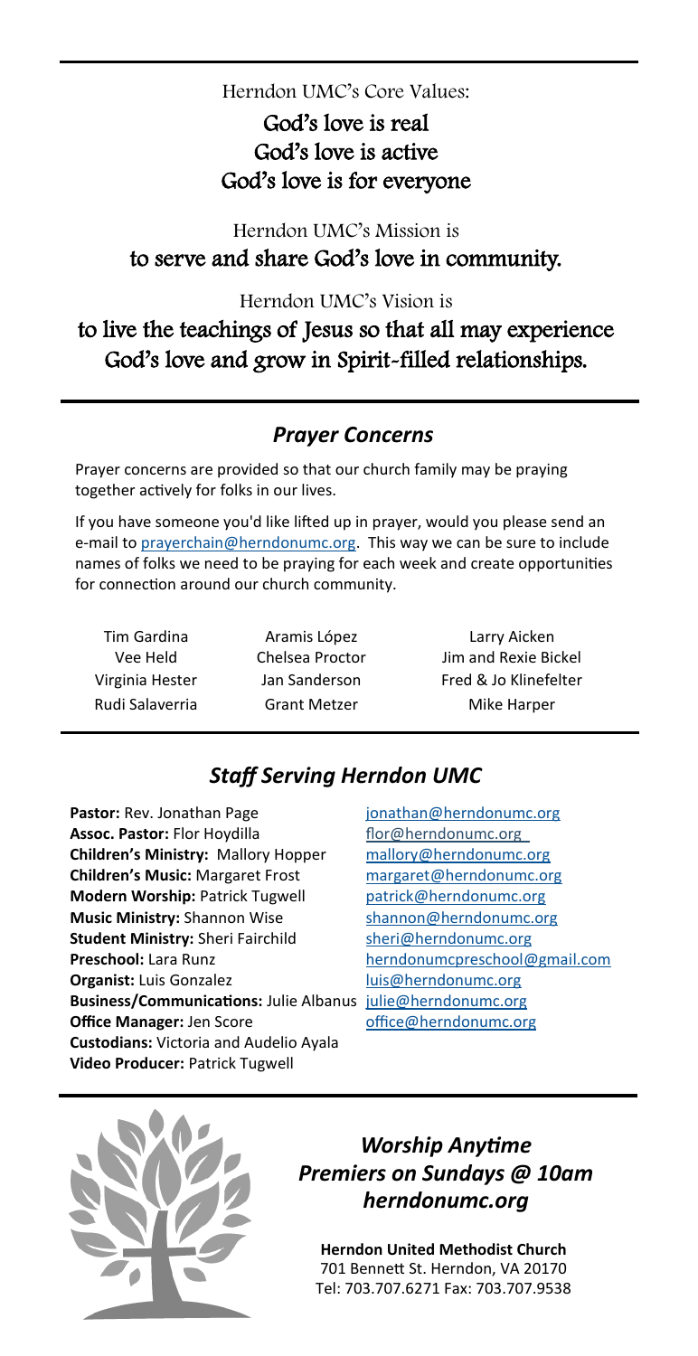Herndon UMC's Core Values:

God's love is real
God's love is active
God's love is for everyone

Herndon UMC's Mission is
to serve and share God's love in community.

Herndon UMC's Vision is
to live the teachings of Jesus so that all may experience God's love and grow in Spirit-filled relationships.

## *Prayer Concerns*

Prayer concerns are provided so that our church family may be praying together actively for folks in our lives.

If you have someone you'd like lifted up in prayer, would you please send an e-mail to prayerchain@herndonumc.org. This way we can be sure to include names of folks we need to be praying for each week and create opportunities for connection around our church community.

| | | |
|---|---|---|
| Tim Gardina | Aramis López | Larry Aicken |
| Vee Held | Chelsea Proctor | Jim and Rexie Bickel |
| Virginia Hester | Jan Sanderson | Fred & Jo Klinefelter |
| Rudi Salaverria | Grant Metzer | Mike Harper |

## *Staff Serving Herndon UMC*

| | |
|---|---|
| **Pastor:** Rev. Jonathan Page | jonathan@herndonumc.org |
| **Assoc. Pastor:** Flor Hoydilla | flor@herndonumc.org |
| **Children's Ministry:** Mallory Hopper | mallory@herndonumc.org |
| **Children's Music:** Margaret Frost | margaret@herndonumc.org |
| **Modern Worship:** Patrick Tugwell | patrick@herndonumc.org |
| **Music Ministry:** Shannon Wise | shannon@herndonumc.org |
| **Student Ministry:** Sheri Fairchild | sheri@herndonumc.org |
| **Preschool:** Lara Runz | herndonumcpreschool@gmail.com |
| **Organist:** Luis Gonzalez | luis@herndonumc.org |
| **Business/Communications:** Julie Albanus | julie@herndonumc.org |
| **Office Manager:** Jen Score | office@herndonumc.org |
| **Custodians:** Victoria and Audelio Ayala | |
| **Video Producer:** Patrick Tugwell | |

### *Worship Anytime*
### *Premiers on Sundays @ 10am*
### *herndonumc.org*

**Herndon United Methodist Church**
701 Bennett St. Herndon, VA 20170
Tel: 703.707.6271 Fax: 703.707.9538